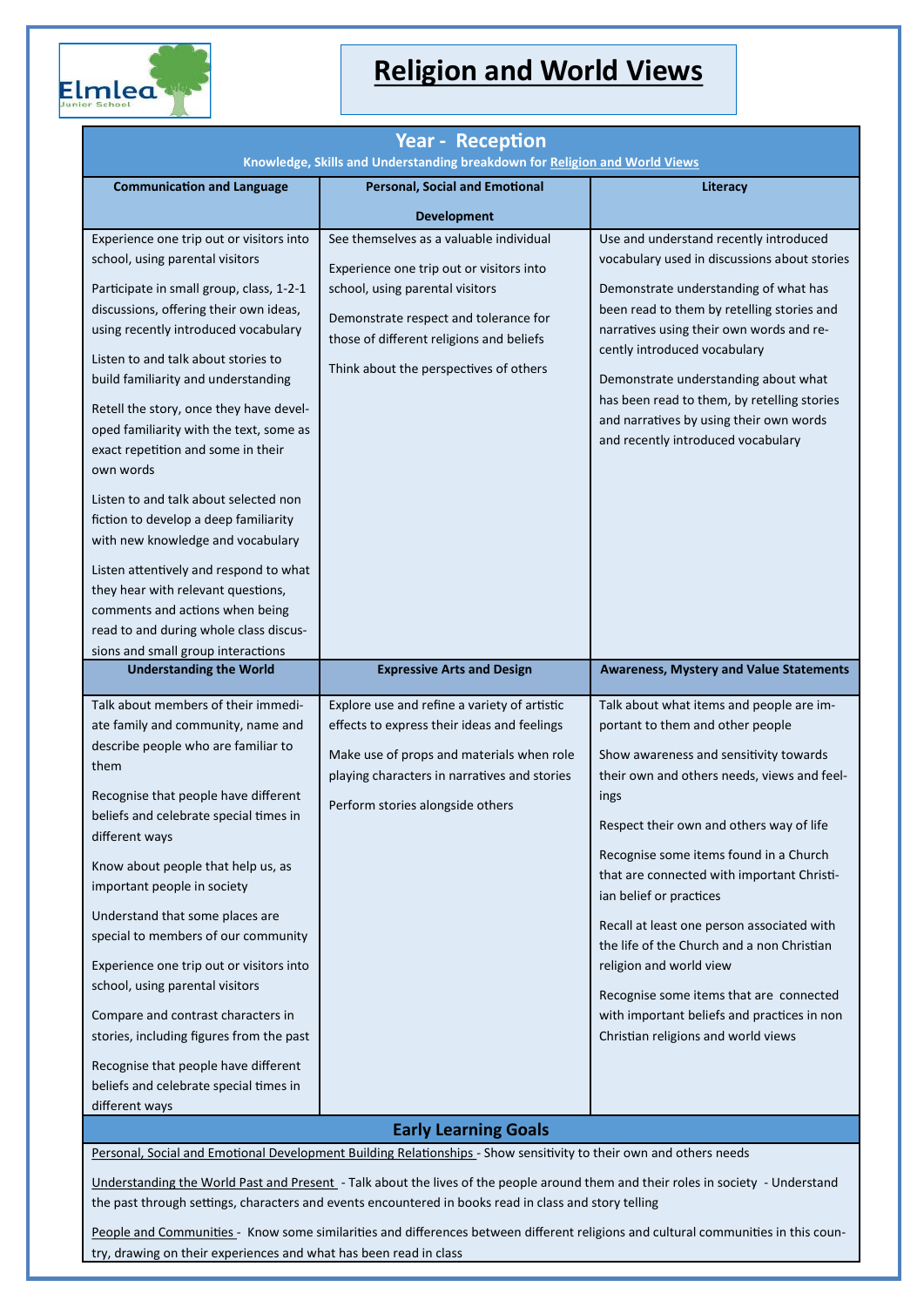# Religion and World Views

## Year - Reception

**Knowledge, Skills and Understanding breakdown for Religion and World Views**

| Communication and Language | Personal, Social and Emotional Development | Literacy |
|---|---|---|
| Experience one trip out or visitors into school, using parental visitors<br><br>Participate in small group, class, 1-2-1 discussions, offering their own ideas, using recently introduced vocabulary<br><br>Listen to and talk about stories to build familiarity and understanding<br><br>Retell the story, once they have developed familiarity with the text, some as exact repetition and some in their own words<br><br>Listen to and talk about selected non fiction to develop a deep familiarity with new knowledge and vocabulary<br><br>Listen attentively and respond to what they hear with relevant questions, comments and actions when being read to and during whole class discussions and small group interactions | See themselves as a valuable individual<br><br>Experience one trip out or visitors into school, using parental visitors<br><br>Demonstrate respect and tolerance for those of different religions and beliefs<br><br>Think about the perspectives of others | Use and understand recently introduced vocabulary used in discussions about stories<br><br>Demonstrate understanding of what has been read to them by retelling stories and narratives using their own words and recently introduced vocabulary<br><br>Demonstrate understanding about what has been read to them, by retelling stories and narratives by using their own words and recently introduced vocabulary |
| **Understanding the World** | **Expressive Arts and Design** | **Awareness, Mystery and Value Statements** |
| Talk about members of their immediate family and community, name and describe people who are familiar to them<br><br>Recognise that people have different beliefs and celebrate special times in different ways<br><br>Know about people that help us, as important people in society<br><br>Understand that some places are special to members of our community<br><br>Experience one trip out or visitors into school, using parental visitors<br><br>Compare and contrast characters in stories, including figures from the past<br><br>Recognise that people have different beliefs and celebrate special times in different ways | Explore use and refine a variety of artistic effects to express their ideas and feelings<br><br>Make use of props and materials when role playing characters in narratives and stories<br><br>Perform stories alongside others | Talk about what items and people are important to them and other people<br><br>Show awareness and sensitivity towards their own and others needs, views and feelings<br><br>Respect their own and others way of life<br><br>Recognise some items found in a Church that are connected with important Christian belief or practices<br><br>Recall at least one person associated with the life of the Church and a non Christian religion and world view<br><br>Recognise some items that are connected with important beliefs and practices in non Christian religions and world views |

## Early Learning Goals

Personal, Social and Emotional Development Building Relationships - Show sensitivity to their own and others needs

Understanding the World Past and Present - Talk about the lives of the people around them and their roles in society - Understand the past through settings, characters and events encountered in books read in class and story telling

People and Communities - Know some similarities and differences between different religions and cultural communities in this country, drawing on their experiences and what has been read in class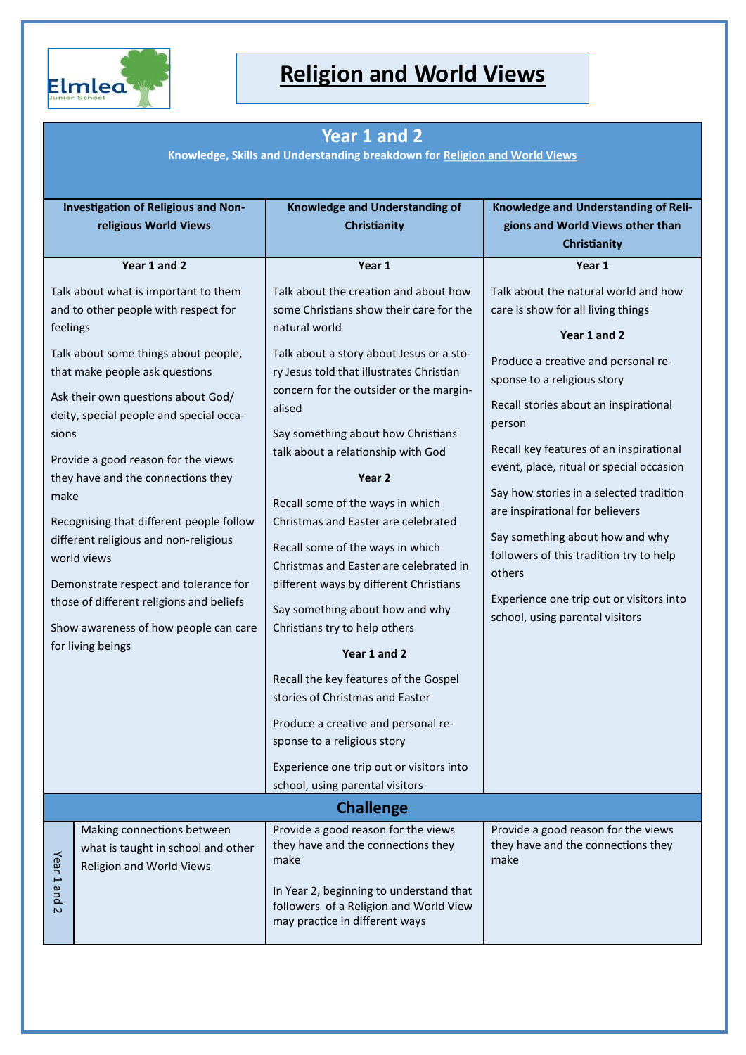Elmlea Junior School

# Religion and World Views

## Year 1 and 2

**Knowledge, Skills and Understanding breakdown for Religion and World Views**

| Investigation of Religious and Non-religious World Views | Knowledge and Understanding of Christianity | Knowledge and Understanding of Religions and World Views other than Christianity |
|---|---|---|
| **Year 1 and 2**<br><br>Talk about what is important to them and to other people with respect for feelings<br><br>Talk about some things about people, that make people ask questions<br><br>Ask their own questions about God/deity, special people and special occasions<br><br>Provide a good reason for the views they have and the connections they make<br><br>Recognising that different people follow different religious and non-religious world views<br><br>Demonstrate respect and tolerance for those of different religions and beliefs<br><br>Show awareness of how people can care for living beings | **Year 1**<br><br>Talk about the creation and about how some Christians show their care for the natural world<br><br>Talk about a story about Jesus or a story Jesus told that illustrates Christian concern for the outsider or the marginalised<br><br>Say something about how Christians talk about a relationship with God<br><br>**Year 2**<br><br>Recall some of the ways in which Christmas and Easter are celebrated<br><br>Recall some of the ways in which Christmas and Easter are celebrated in different ways by different Christians<br><br>Say something about how and why Christians try to help others<br><br>**Year 1 and 2**<br><br>Recall the key features of the Gospel stories of Christmas and Easter<br><br>Produce a creative and personal response to a religious story<br><br>Experience one trip out or visitors into school, using parental visitors | **Year 1**<br><br>Talk about the natural world and how care is show for all living things<br><br>**Year 1 and 2**<br><br>Produce a creative and personal response to a religious story<br><br>Recall stories about an inspirational person<br><br>Recall key features of an inspirational event, place, ritual or special occasion<br><br>Say how stories in a selected tradition are inspirational for believers<br><br>Say something about how and why followers of this tradition try to help others<br><br>Experience one trip out or visitors into school, using parental visitors |

### Challenge

| | | | |
|---|---|---|---|
| Year 1 and 2 | Making connections between what is taught in school and other Religion and World Views | Provide a good reason for the views they have and the connections they make<br><br>In Year 2, beginning to understand that followers of a Religion and World View may practice in different ways | Provide a good reason for the views they have and the connections they make |